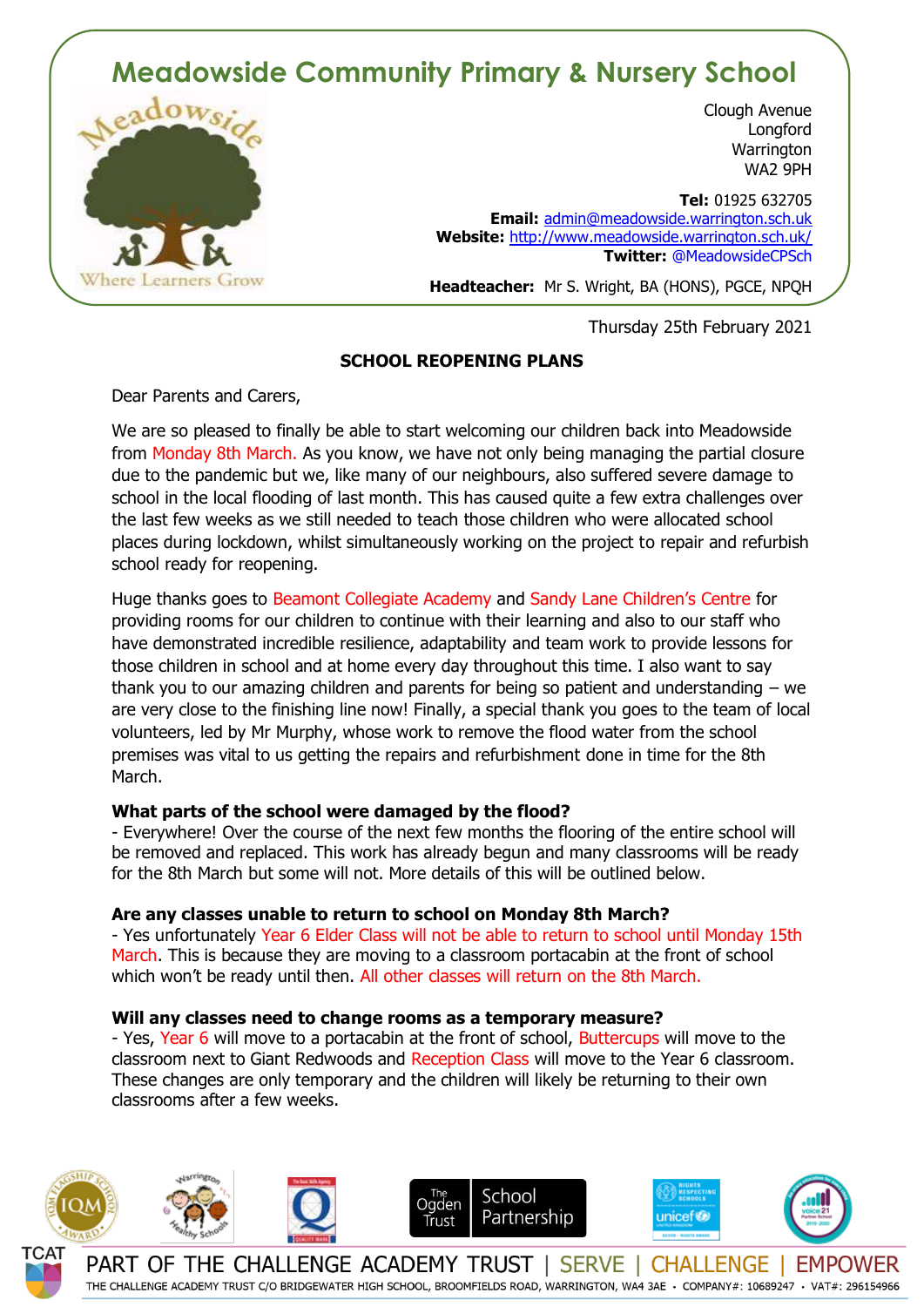# Meadowside Community Primary & Nursery School

Where Learners Grow

Clough Avenue
Longford
Warrington
WA2 9PH

**Tel:** 01925 632705
**Email:** admin@meadowside.warrington.sch.uk
**Website:** http://www.meadowside.warrington.sch.uk/
**Twitter:** @MeadowsideCPSch

**Headteacher:** Mr S. Wright, BA (HONS), PGCE, NPQH

Thursday 25th February 2021

**SCHOOL REOPENING PLANS**

Dear Parents and Carers,

We are so pleased to finally be able to start welcoming our children back into Meadowside from Monday 8th March. As you know, we have not only being managing the partial closure due to the pandemic but we, like many of our neighbours, also suffered severe damage to school in the local flooding of last month. This has caused quite a few extra challenges over the last few weeks as we still needed to teach those children who were allocated school places during lockdown, whilst simultaneously working on the project to repair and refurbish school ready for reopening.

Huge thanks goes to Beamont Collegiate Academy and Sandy Lane Children's Centre for providing rooms for our children to continue with their learning and also to our staff who have demonstrated incredible resilience, adaptability and team work to provide lessons for those children in school and at home every day throughout this time. I also want to say thank you to our amazing children and parents for being so patient and understanding – we are very close to the finishing line now! Finally, a special thank you goes to the team of local volunteers, led by Mr Murphy, whose work to remove the flood water from the school premises was vital to us getting the repairs and refurbishment done in time for the 8th March.

**What parts of the school were damaged by the flood?**
- Everywhere! Over the course of the next few months the flooring of the entire school will be removed and replaced. This work has already begun and many classrooms will be ready for the 8th March but some will not. More details of this will be outlined below.

**Are any classes unable to return to school on Monday 8th March?**
- Yes unfortunately Year 6 Elder Class will not be able to return to school until Monday 15th March. This is because they are moving to a classroom portacabin at the front of school which won't be ready until then. All other classes will return on the 8th March.

**Will any classes need to change rooms as a temporary measure?**
- Yes, Year 6 will move to a portacabin at the front of school, Buttercups will move to the classroom next to Giant Redwoods and Reception Class will move to the Year 6 classroom. These changes are only temporary and the children will likely be returning to their own classrooms after a few weeks.

PART OF THE CHALLENGE ACADEMY TRUST | SERVE | CHALLENGE | EMPOWER
THE CHALLENGE ACADEMY TRUST C/O BRIDGEWATER HIGH SCHOOL, BROOMFIELDS ROAD, WARRINGTON, WA4 3AE • COMPANY#: 10689247 • VAT#: 296154966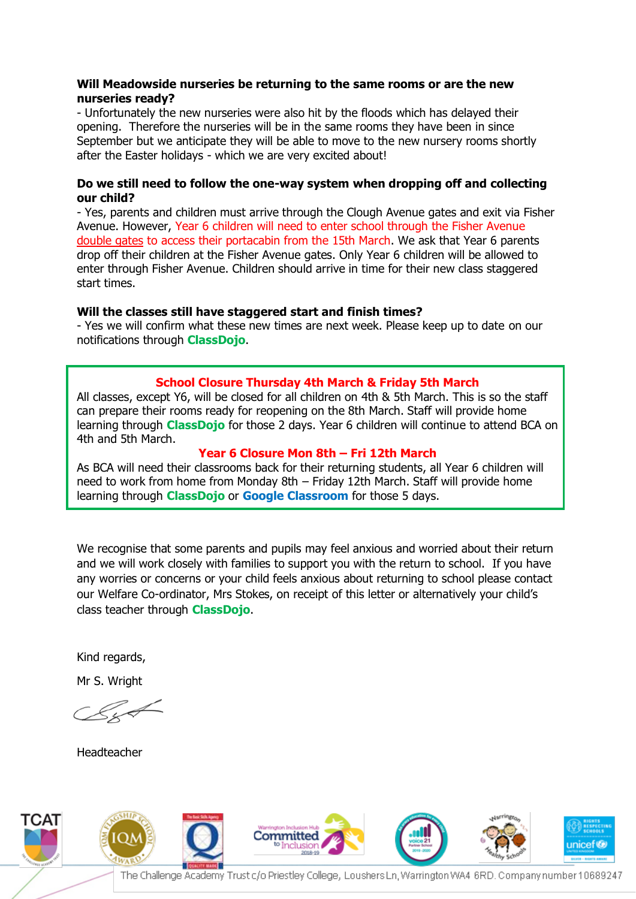**Will Meadowside nurseries be returning to the same rooms or are the new nurseries ready?**

- Unfortunately the new nurseries were also hit by the floods which has delayed their opening. Therefore the nurseries will be in the same rooms they have been in since September but we anticipate they will be able to move to the new nursery rooms shortly after the Easter holidays - which we are very excited about!

**Do we still need to follow the one-way system when dropping off and collecting our child?**

- Yes, parents and children must arrive through the Clough Avenue gates and exit via Fisher Avenue. However, Year 6 children will need to enter school through the Fisher Avenue double gates to access their portacabin from the 15th March. We ask that Year 6 parents drop off their children at the Fisher Avenue gates. Only Year 6 children will be allowed to enter through Fisher Avenue. Children should arrive in time for their new class staggered start times.

**Will the classes still have staggered start and finish times?**

- Yes we will confirm what these new times are next week. Please keep up to date on our notifications through **ClassDojo**.

**School Closure Thursday 4th March & Friday 5th March**

All classes, except Y6, will be closed for all children on 4th & 5th March. This is so the staff can prepare their rooms ready for reopening on the 8th March. Staff will provide home learning through **ClassDojo** for those 2 days. Year 6 children will continue to attend BCA on 4th and 5th March.

**Year 6 Closure Mon 8th – Fri 12th March**

As BCA will need their classrooms back for their returning students, all Year 6 children will need to work from home from Monday 8th – Friday 12th March. Staff will provide home learning through **ClassDojo** or **Google Classroom** for those 5 days.

We recognise that some parents and pupils may feel anxious and worried about their return and we will work closely with families to support you with the return to school. If you have any worries or concerns or your child feels anxious about returning to school please contact our Welfare Co-ordinator, Mrs Stokes, on receipt of this letter or alternatively your child's class teacher through **ClassDojo**.

Kind regards,

Mr S. Wright

Headteacher

The Challenge Academy Trust c/o Priestley College, Loushers Ln, Warrington WA4 6RD. Company number 10689247